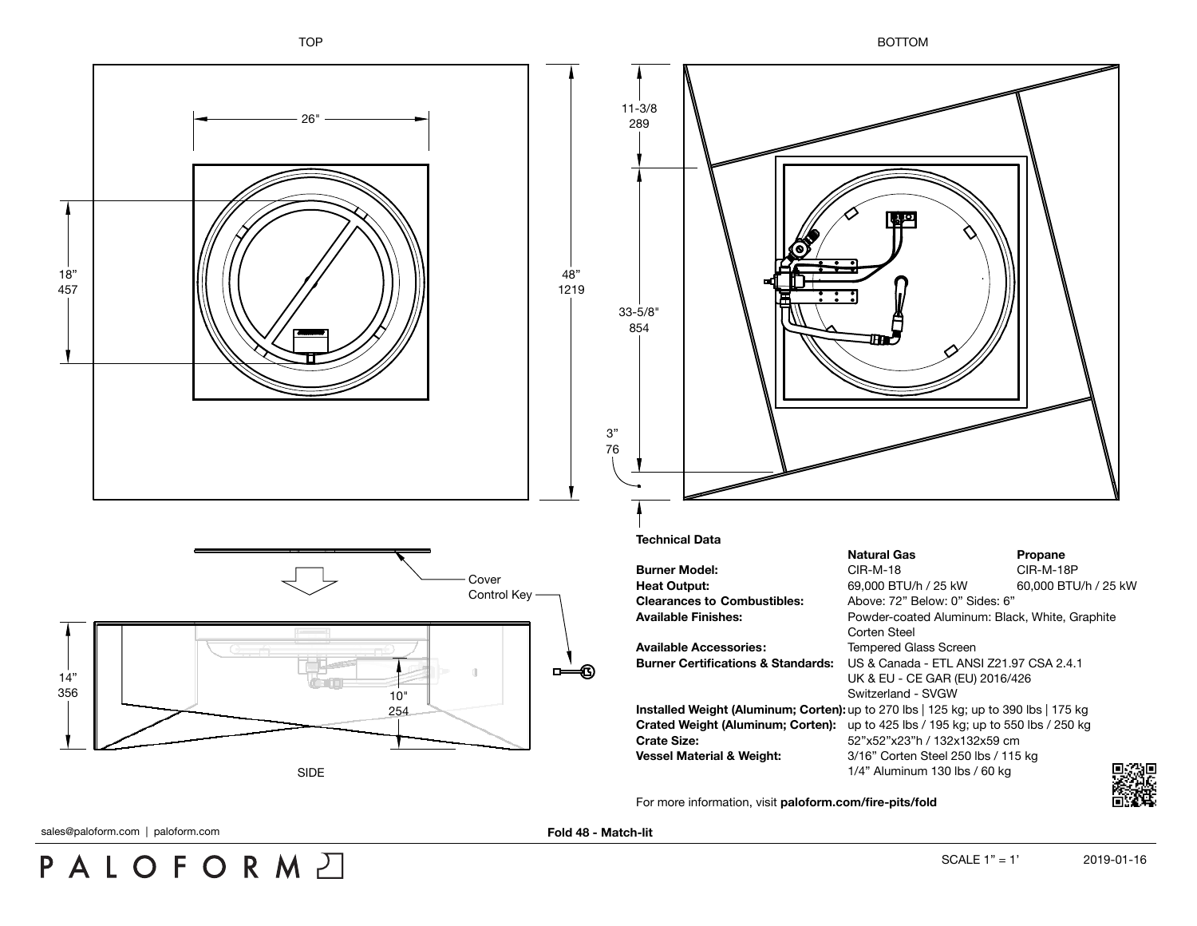TOP

BOTTOM

26"

18"
457

48"
1219

11-3/8
289

33-5/8"
854

3"
76

Cover

Control Key

14"
356

10"
254

SIDE

## Technical Data

| | Natural Gas | Propane |
|---|---|---|
| **Burner Model:** | CIR-M-18 | CIR-M-18P |
| **Heat Output:** | 69,000 BTU/h / 25 kW | 60,000 BTU/h / 25 kW |
| **Clearances to Combustibles:** | Above: 72" Below: 0" Sides: 6" | |
| **Available Finishes:** | Powder-coated Aluminum: Black, White, Graphite<br>Corten Steel | |
| **Available Accessories:** | Tempered Glass Screen | |
| **Burner Certifications & Standards:** | US & Canada - ETL ANSI Z21.97 CSA 2.4.1<br>UK & EU - CE GAR (EU) 2016/426<br>Switzerland - SVGW | |
| **Installed Weight (Aluminum; Corten):** | up to 270 lbs \| 125 kg; up to 390 lbs \| 175 kg | |
| **Crated Weight (Aluminum; Corten):** | up to 425 lbs / 195 kg; up to 550 lbs / 250 kg | |
| **Crate Size:** | 52"x52"x23"h / 132x132x59 cm | |
| **Vessel Material & Weight:** | 3/16" Corten Steel 250 lbs / 115 kg<br>1/4" Aluminum 130 lbs / 60 kg | |

For more information, visit **paloform.com/fire-pits/fold**

sales@paloform.com | paloform.com

**Fold 48 - Match-lit**

PALOFORM

SCALE 1" = 1'

2019-01-16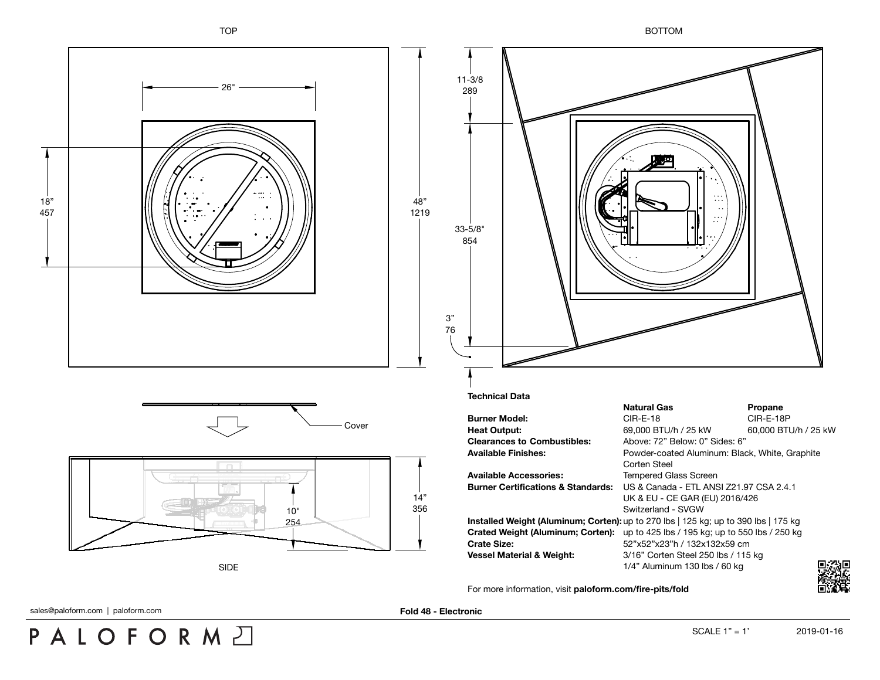TOP

26"

18"
457

48"
1219

BOTTOM

11-3/8
289

33-5/8"
854

3"
76

Cover

14"
356

10"
254

SIDE

**Technical Data**

| | Natural Gas | Propane |
|---|---|---|
| **Burner Model:** | CIR-E-18 | CIR-E-18P |
| **Heat Output:** | 69,000 BTU/h / 25 kW | 60,000 BTU/h / 25 kW |
| **Clearances to Combustibles:** | Above: 72" Below: 0" Sides: 6" | |
| **Available Finishes:** | Powder-coated Aluminum: Black, White, Graphite<br>Corten Steel | |
| **Available Accessories:** | Tempered Glass Screen | |
| **Burner Certifications & Standards:** | US & Canada - ETL ANSI Z21.97 CSA 2.4.1<br>UK & EU - CE GAR (EU) 2016/426<br>Switzerland - SVGW | |
| **Installed Weight (Aluminum; Corten):** | up to 270 lbs \| 125 kg; up to 390 lbs \| 175 kg | |
| **Crated Weight (Aluminum; Corten):** | up to 425 lbs / 195 kg; up to 550 lbs / 250 kg | |
| **Crate Size:** | 52"x52"x23"h / 132x132x59 cm | |
| **Vessel Material & Weight:** | 3/16" Corten Steel 250 lbs / 115 kg<br>1/4" Aluminum 130 lbs / 60 kg | |

For more information, visit **paloform.com/fire-pits/fold**

sales@paloform.com | paloform.com

**Fold 48 - Electronic**

PALOFORM

SCALE 1" = 1'

2019-01-16